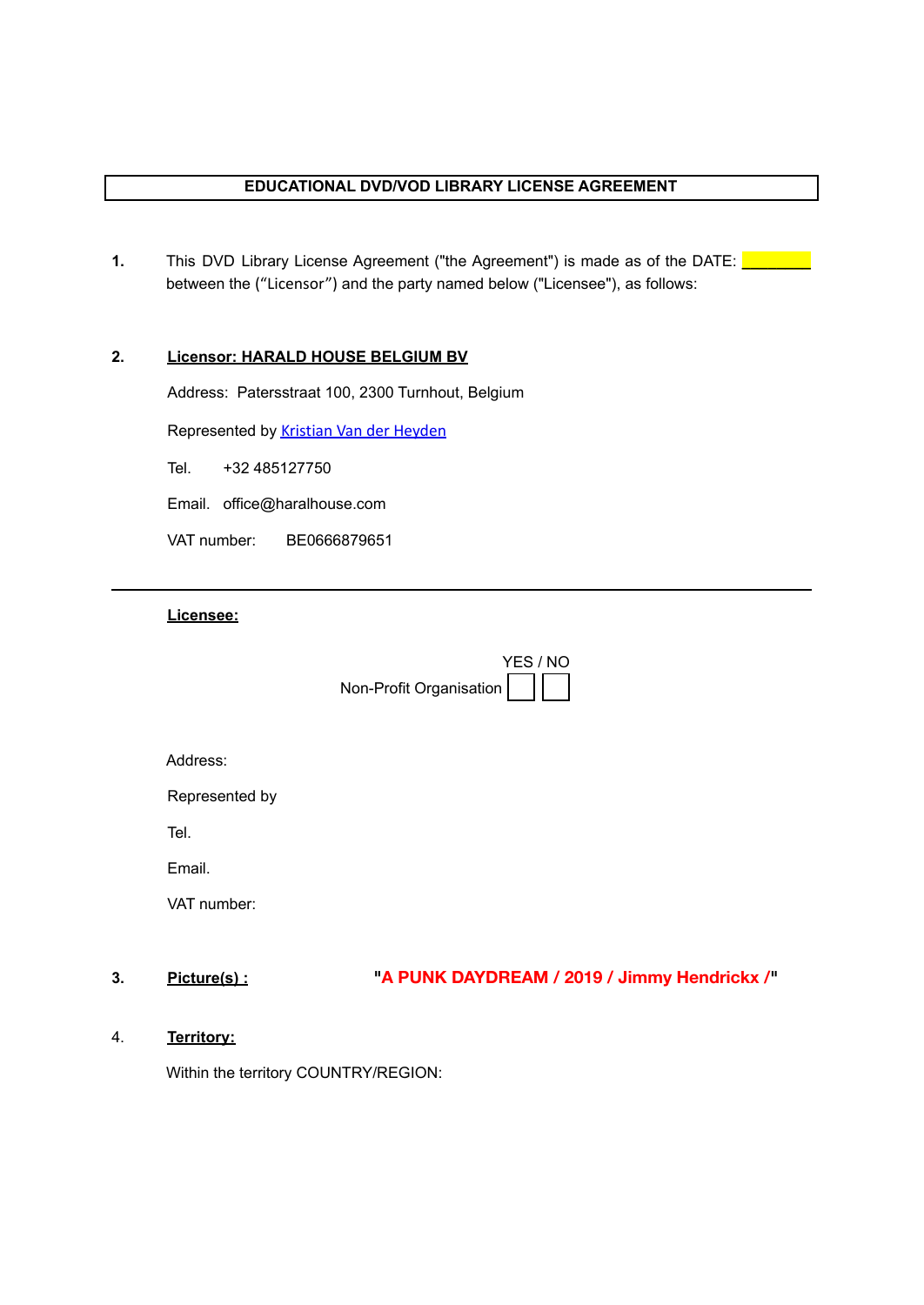**EDUCATIONAL DVD/VOD LIBRARY LICENSE AGREEMENT**

**1.** This DVD Library License Agreement ("the Agreement") is made as of the DATE: ________ between the ("Licensor") and the party named below ("Licensee"), as follows:

**2.** **Licensor: HARALD HOUSE BELGIUM BV**

Address: Patersstraat 100, 2300 Turnhout, Belgium

Represented by Kristian Van der Heyden

Tel. +32 485127750

Email. office@haralhouse.com

VAT number: BE0666879651

---

**Licensee:**

| | YES | NO |
|---|---|---|
| Non-Profit Organisation | ☐ | ☐ |

Address:

Represented by

Tel.

Email.

VAT number:

**3.** **Picture(s) :** **"A PUNK DAYDREAM / 2019 / Jimmy Hendrickx /"**

4. **Territory:**

Within the territory COUNTRY/REGION: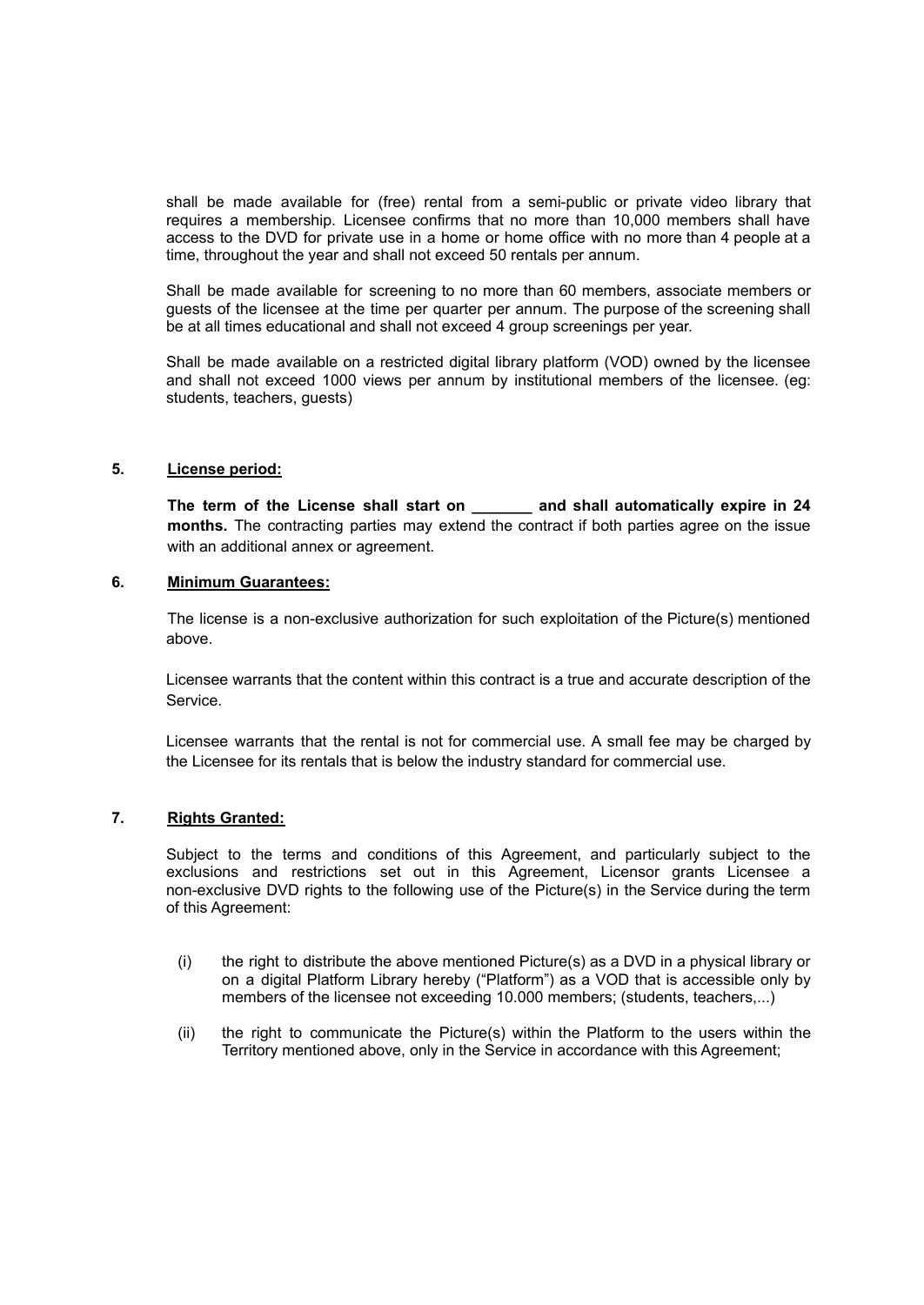shall be made available for (free) rental from a semi-public or private video library that requires a membership. Licensee confirms that no more than 10,000 members shall have access to the DVD for private use in a home or home office with no more than 4 people at a time, throughout the year and shall not exceed 50 rentals per annum.

Shall be made available for screening to no more than 60 members, associate members or guests of the licensee at the time per quarter per annum. The purpose of the screening shall be at all times educational and shall not exceed 4 group screenings per year.

Shall be made available on a restricted digital library platform (VOD) owned by the licensee and shall not exceed 1000 views per annum by institutional members of the licensee. (eg: students, teachers, guests)

**5. License period:**

**The term of the License shall start on _______ and shall automatically expire in 24 months.** The contracting parties may extend the contract if both parties agree on the issue with an additional annex or agreement.

**6. Minimum Guarantees:**

The license is a non-exclusive authorization for such exploitation of the Picture(s) mentioned above.

Licensee warrants that the content within this contract is a true and accurate description of the Service.

Licensee warrants that the rental is not for commercial use. A small fee may be charged by the Licensee for its rentals that is below the industry standard for commercial use.

**7. Rights Granted:**

Subject to the terms and conditions of this Agreement, and particularly subject to the exclusions and restrictions set out in this Agreement, Licensor grants Licensee a non-exclusive DVD rights to the following use of the Picture(s) in the Service during the term of this Agreement:

(i) the right to distribute the above mentioned Picture(s) as a DVD in a physical library or on a digital Platform Library hereby ("Platform") as a VOD that is accessible only by members of the licensee not exceeding 10.000 members; (students, teachers,...)

(ii) the right to communicate the Picture(s) within the Platform to the users within the Territory mentioned above, only in the Service in accordance with this Agreement;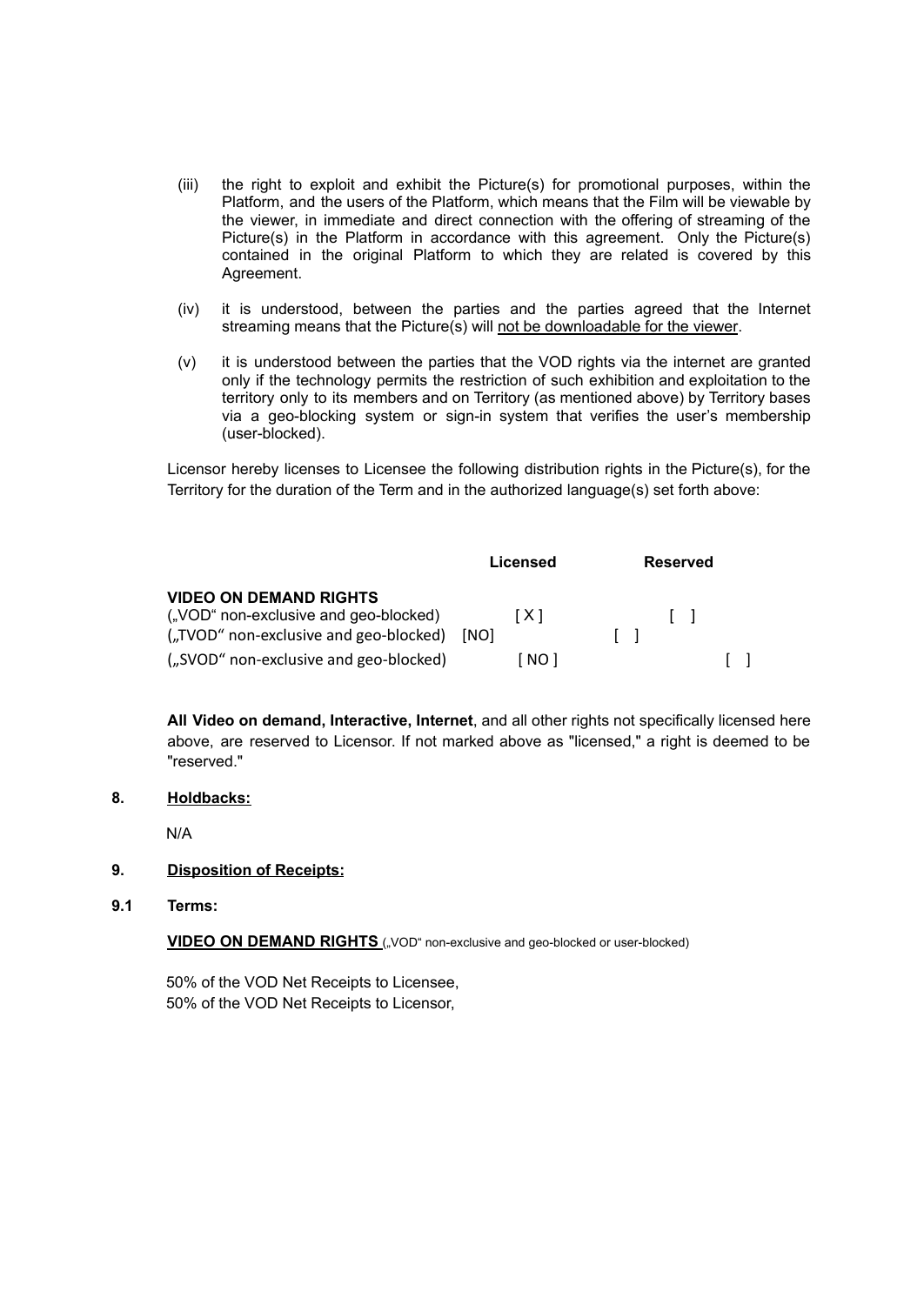(iii) the right to exploit and exhibit the Picture(s) for promotional purposes, within the Platform, and the users of the Platform, which means that the Film will be viewable by the viewer, in immediate and direct connection with the offering of streaming of the Picture(s) in the Platform in accordance with this agreement. Only the Picture(s) contained in the original Platform to which they are related is covered by this Agreement.

(iv) it is understood, between the parties and the parties agreed that the Internet streaming means that the Picture(s) will not be downloadable for the viewer.

(v) it is understood between the parties that the VOD rights via the internet are granted only if the technology permits the restriction of such exhibition and exploitation to the territory only to its members and on Territory (as mentioned above) by Territory bases via a geo-blocking system or sign-in system that verifies the user's membership (user-blocked).

Licensor hereby licenses to Licensee the following distribution rights in the Picture(s), for the Territory for the duration of the Term and in the authorized language(s) set forth above:

| | Licensed | Reserved |
|---|---|---|
| **VIDEO ON DEMAND RIGHTS** | | |
| („VOD" non-exclusive and geo-blocked) | [ X ] | [ ] |
| („TVOD" non-exclusive and geo-blocked) | [NO] | [ ] |
| („SVOD" non-exclusive and geo-blocked) | [ NO ] | [ ] |

**All Video on demand, Interactive, Internet**, and all other rights not specifically licensed here above, are reserved to Licensor. If not marked above as "licensed," a right is deemed to be "reserved."

**8. Holdbacks:**

N/A

**9. Disposition of Receipts:**

**9.1 Terms:**

**VIDEO ON DEMAND RIGHTS** („VOD" non-exclusive and geo-blocked or user-blocked)

50% of the VOD Net Receipts to Licensee,
50% of the VOD Net Receipts to Licensor,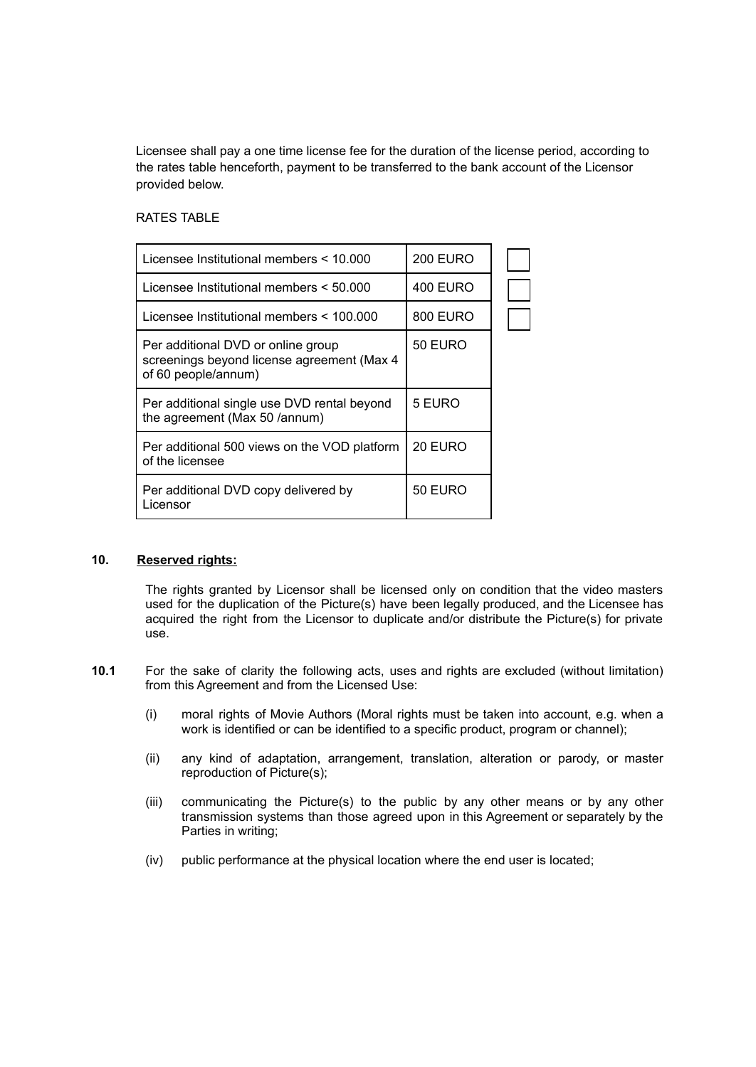Licensee shall pay a one time license fee for the duration of the license period, according to the rates table henceforth, payment to be transferred to the bank account of the Licensor provided below.

RATES TABLE

| | | |
|---|---|---|
| Licensee Institutional members < 10.000 | 200 EURO | ☐ |
| Licensee Institutional members < 50.000 | 400 EURO | ☐ |
| Licensee Institutional members < 100.000 | 800 EURO | ☐ |
| Per additional DVD or online group screenings beyond license agreement (Max 4 of 60 people/annum) | 50 EURO | |
| Per additional single use DVD rental beyond the agreement (Max 50 /annum) | 5 EURO | |
| Per additional 500 views on the VOD platform of the licensee | 20 EURO | |
| Per additional DVD copy delivered by Licensor | 50 EURO | |

**10. Reserved rights:**

The rights granted by Licensor shall be licensed only on condition that the video masters used for the duplication of the Picture(s) have been legally produced, and the Licensee has acquired the right from the Licensor to duplicate and/or distribute the Picture(s) for private use.

**10.1** For the sake of clarity the following acts, uses and rights are excluded (without limitation) from this Agreement and from the Licensed Use:

(i) moral rights of Movie Authors (Moral rights must be taken into account, e.g. when a work is identified or can be identified to a specific product, program or channel);

(ii) any kind of adaptation, arrangement, translation, alteration or parody, or master reproduction of Picture(s);

(iii) communicating the Picture(s) to the public by any other means or by any other transmission systems than those agreed upon in this Agreement or separately by the Parties in writing;

(iv) public performance at the physical location where the end user is located;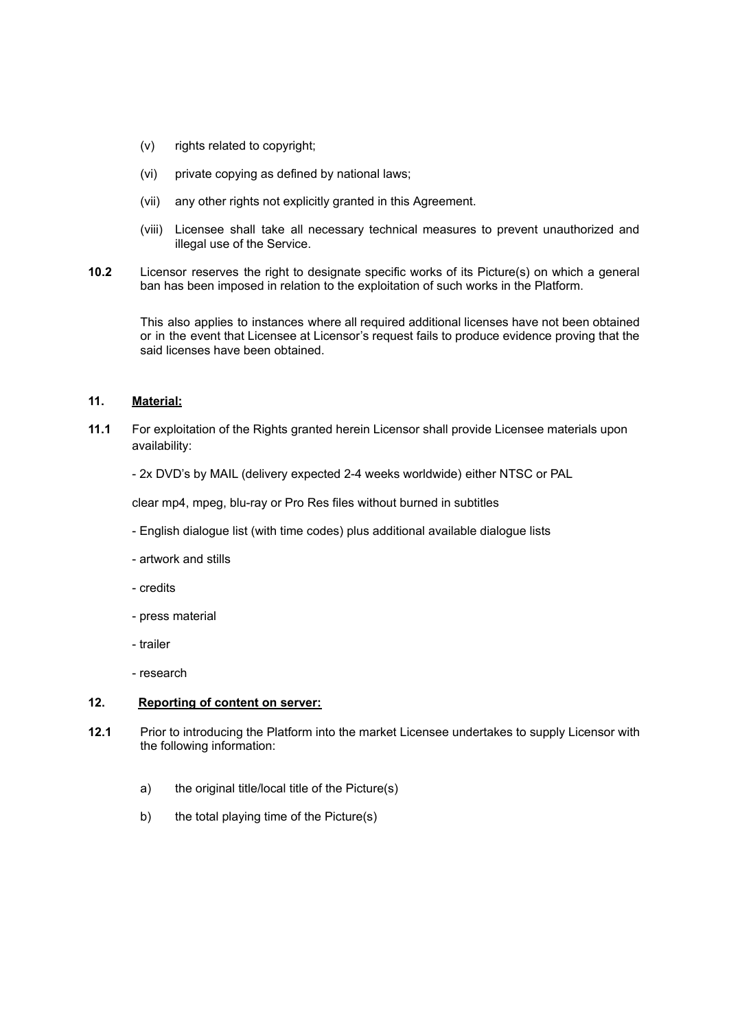(v) rights related to copyright;

(vi) private copying as defined by national laws;

(vii) any other rights not explicitly granted in this Agreement.

(viii) Licensee shall take all necessary technical measures to prevent unauthorized and illegal use of the Service.

**10.2** Licensor reserves the right to designate specific works of its Picture(s) on which a general ban has been imposed in relation to the exploitation of such works in the Platform.

This also applies to instances where all required additional licenses have not been obtained or in the event that Licensee at Licensor's request fails to produce evidence proving that the said licenses have been obtained.

## 11. <u>Material:</u>

**11.1** For exploitation of the Rights granted herein Licensor shall provide Licensee materials upon availability:

- 2x DVD's by MAIL (delivery expected 2-4 weeks worldwide) either NTSC or PAL

clear mp4, mpeg, blu-ray or Pro Res files without burned in subtitles

- English dialogue list (with time codes) plus additional available dialogue lists
- artwork and stills
- credits
- press material
- trailer
- research

## 12. <u>Reporting of content on server:</u>

**12.1** Prior to introducing the Platform into the market Licensee undertakes to supply Licensor with the following information:

a) the original title/local title of the Picture(s)

b) the total playing time of the Picture(s)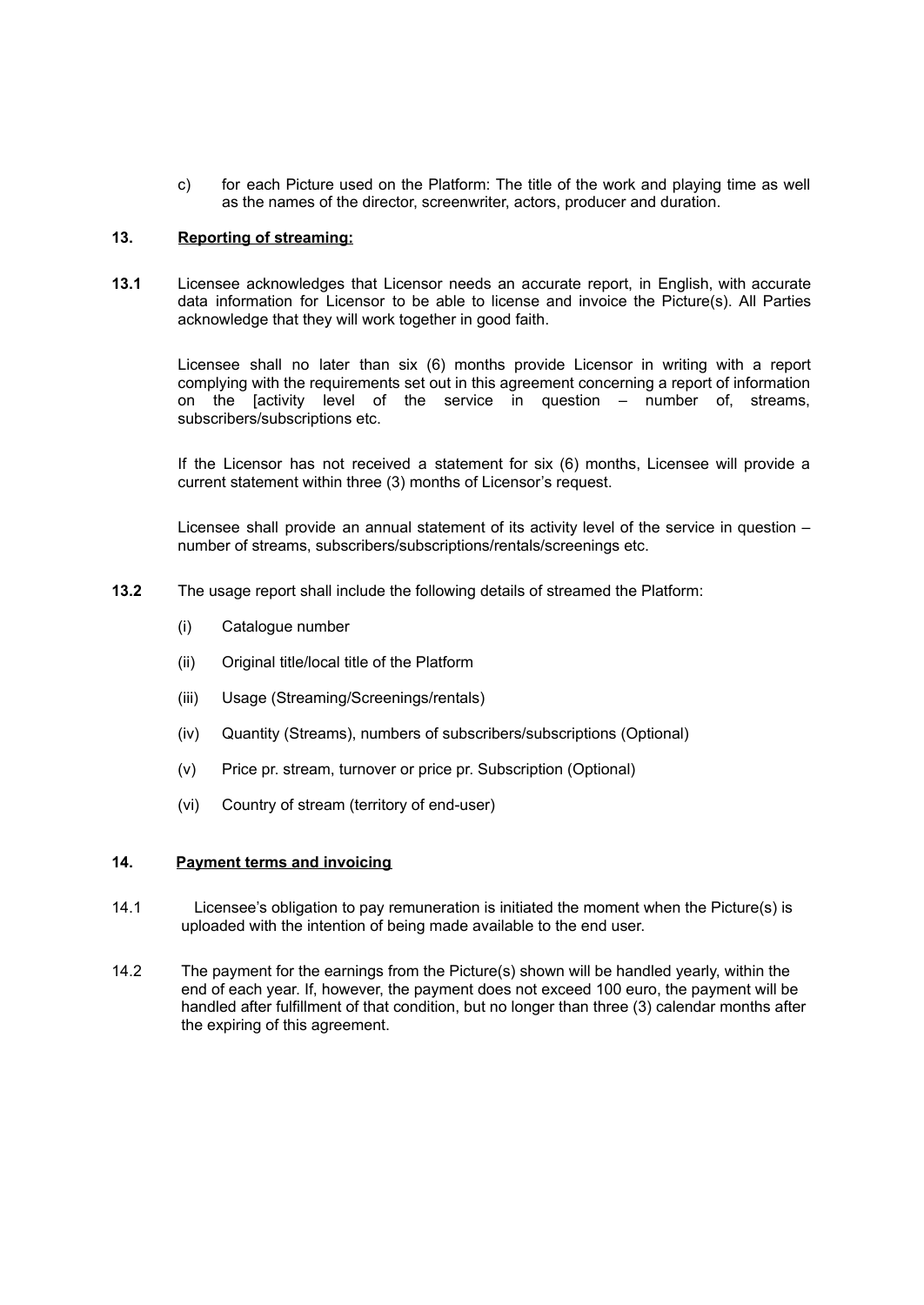c) for each Picture used on the Platform: The title of the work and playing time as well as the names of the director, screenwriter, actors, producer and duration.

### 13. <u>Reporting of streaming:</u>

**13.1** Licensee acknowledges that Licensor needs an accurate report, in English, with accurate data information for Licensor to be able to license and invoice the Picture(s). All Parties acknowledge that they will work together in good faith.

Licensee shall no later than six (6) months provide Licensor in writing with a report complying with the requirements set out in this agreement concerning a report of information on the [activity level of the service in question – number of, streams, subscribers/subscriptions etc.

If the Licensor has not received a statement for six (6) months, Licensee will provide a current statement within three (3) months of Licensor's request.

Licensee shall provide an annual statement of its activity level of the service in question – number of streams, subscribers/subscriptions/rentals/screenings etc.

**13.2** The usage report shall include the following details of streamed the Platform:

(i) Catalogue number

(ii) Original title/local title of the Platform

(iii) Usage (Streaming/Screenings/rentals)

(iv) Quantity (Streams), numbers of subscribers/subscriptions (Optional)

(v) Price pr. stream, turnover or price pr. Subscription (Optional)

(vi) Country of stream (territory of end-user)

### 14. <u>Payment terms and invoicing</u>

14.1 Licensee's obligation to pay remuneration is initiated the moment when the Picture(s) is uploaded with the intention of being made available to the end user.

14.2 The payment for the earnings from the Picture(s) shown will be handled yearly, within the end of each year. If, however, the payment does not exceed 100 euro, the payment will be handled after fulfillment of that condition, but no longer than three (3) calendar months after the expiring of this agreement.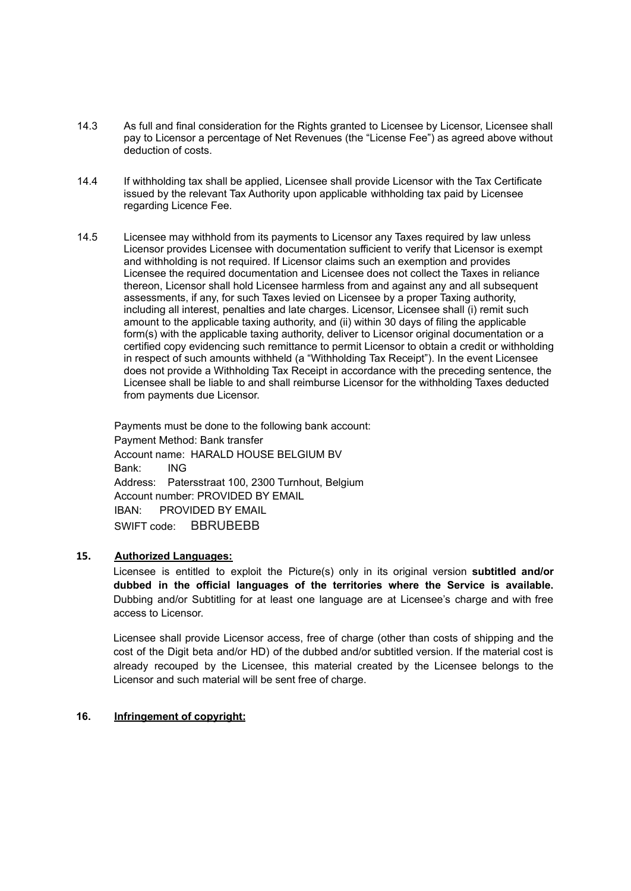14.3 As full and final consideration for the Rights granted to Licensee by Licensor, Licensee shall pay to Licensor a percentage of Net Revenues (the "License Fee") as agreed above without deduction of costs.

14.4 If withholding tax shall be applied, Licensee shall provide Licensor with the Tax Certificate issued by the relevant Tax Authority upon applicable withholding tax paid by Licensee regarding Licence Fee.

14.5 Licensee may withhold from its payments to Licensor any Taxes required by law unless Licensor provides Licensee with documentation sufficient to verify that Licensor is exempt and withholding is not required. If Licensor claims such an exemption and provides Licensee the required documentation and Licensee does not collect the Taxes in reliance thereon, Licensor shall hold Licensee harmless from and against any and all subsequent assessments, if any, for such Taxes levied on Licensee by a proper Taxing authority, including all interest, penalties and late charges. Licensor, Licensee shall (i) remit such amount to the applicable taxing authority, and (ii) within 30 days of filing the applicable form(s) with the applicable taxing authority, deliver to Licensor original documentation or a certified copy evidencing such remittance to permit Licensor to obtain a credit or withholding in respect of such amounts withheld (a "Withholding Tax Receipt"). In the event Licensee does not provide a Withholding Tax Receipt in accordance with the preceding sentence, the Licensee shall be liable to and shall reimburse Licensor for the withholding Taxes deducted from payments due Licensor.

Payments must be done to the following bank account:
Payment Method: Bank transfer
Account name: HARALD HOUSE BELGIUM BV
Bank: ING
Address: Patersstraat 100, 2300 Turnhout, Belgium
Account number: PROVIDED BY EMAIL
IBAN: PROVIDED BY EMAIL
SWIFT code: BBRUBEBB

**15. Authorized Languages:**

Licensee is entitled to exploit the Picture(s) only in its original version **subtitled and/or dubbed in the official languages of the territories where the Service is available.** Dubbing and/or Subtitling for at least one language are at Licensee's charge and with free access to Licensor.

Licensee shall provide Licensor access, free of charge (other than costs of shipping and the cost of the Digit beta and/or HD) of the dubbed and/or subtitled version. If the material cost is already recouped by the Licensee, this material created by the Licensee belongs to the Licensor and such material will be sent free of charge.

**16. Infringement of copyright:**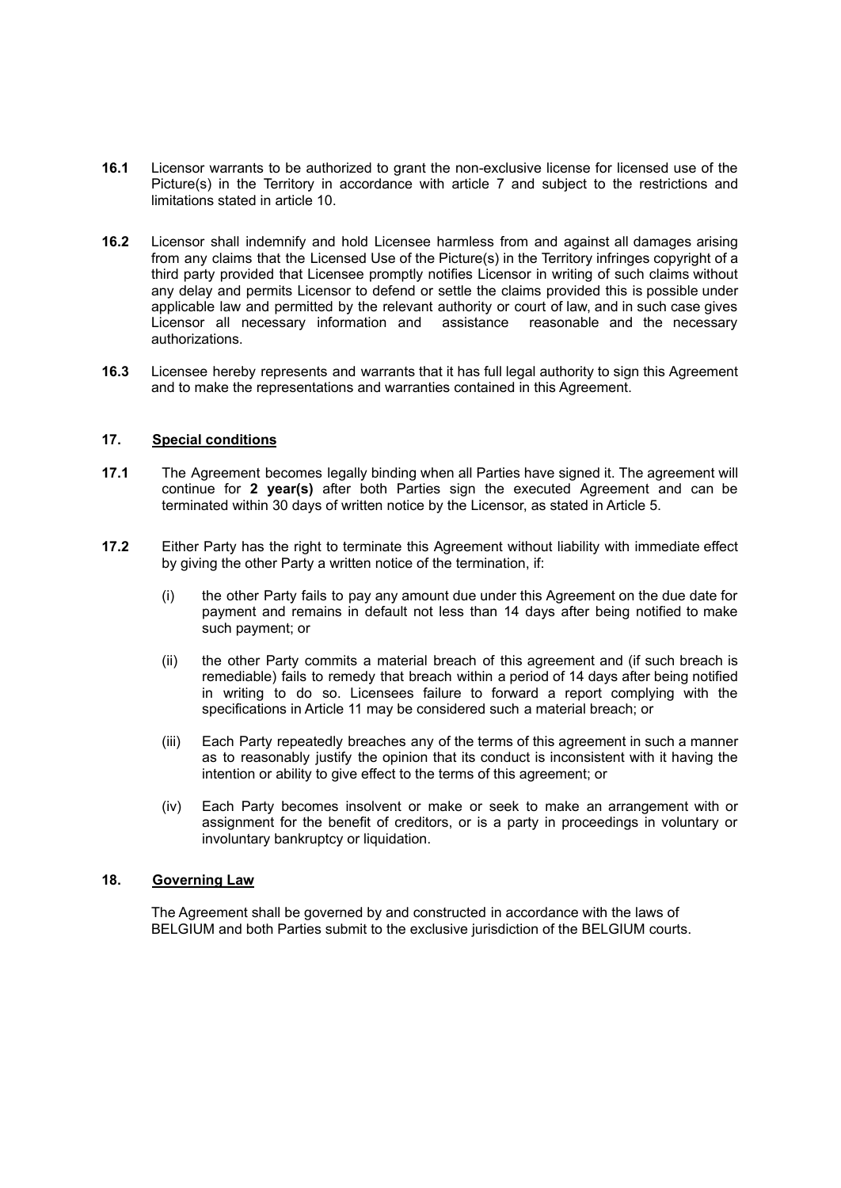**16.1** Licensor warrants to be authorized to grant the non-exclusive license for licensed use of the Picture(s) in the Territory in accordance with article 7 and subject to the restrictions and limitations stated in article 10.

**16.2** Licensor shall indemnify and hold Licensee harmless from and against all damages arising from any claims that the Licensed Use of the Picture(s) in the Territory infringes copyright of a third party provided that Licensee promptly notifies Licensor in writing of such claims without any delay and permits Licensor to defend or settle the claims provided this is possible under applicable law and permitted by the relevant authority or court of law, and in such case gives Licensor all necessary information and assistance reasonable and the necessary authorizations.

**16.3** Licensee hereby represents and warrants that it has full legal authority to sign this Agreement and to make the representations and warranties contained in this Agreement.

## 17. Special conditions

**17.1** The Agreement becomes legally binding when all Parties have signed it. The agreement will continue for **2 year(s)** after both Parties sign the executed Agreement and can be terminated within 30 days of written notice by the Licensor, as stated in Article 5.

**17.2** Either Party has the right to terminate this Agreement without liability with immediate effect by giving the other Party a written notice of the termination, if:

(i) the other Party fails to pay any amount due under this Agreement on the due date for payment and remains in default not less than 14 days after being notified to make such payment; or

(ii) the other Party commits a material breach of this agreement and (if such breach is remediable) fails to remedy that breach within a period of 14 days after being notified in writing to do so. Licensees failure to forward a report complying with the specifications in Article 11 may be considered such a material breach; or

(iii) Each Party repeatedly breaches any of the terms of this agreement in such a manner as to reasonably justify the opinion that its conduct is inconsistent with it having the intention or ability to give effect to the terms of this agreement; or

(iv) Each Party becomes insolvent or make or seek to make an arrangement with or assignment for the benefit of creditors, or is a party in proceedings in voluntary or involuntary bankruptcy or liquidation.

## 18. Governing Law

The Agreement shall be governed by and constructed in accordance with the laws of BELGIUM and both Parties submit to the exclusive jurisdiction of the BELGIUM courts.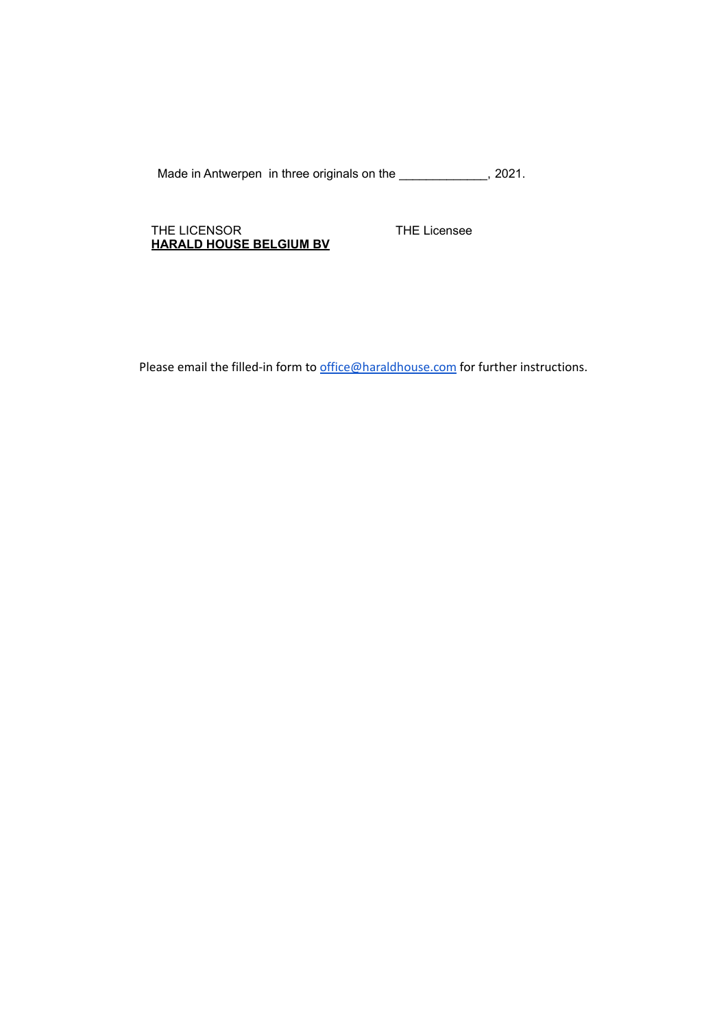Made in Antwerpen in three originals on the _____________, 2021.

| | |
|---|---|
| THE LICENSOR | THE Licensee |
| **HARALD HOUSE BELGIUM BV** | |

Please email the filled-in form to office@haraldhouse.com for further instructions.